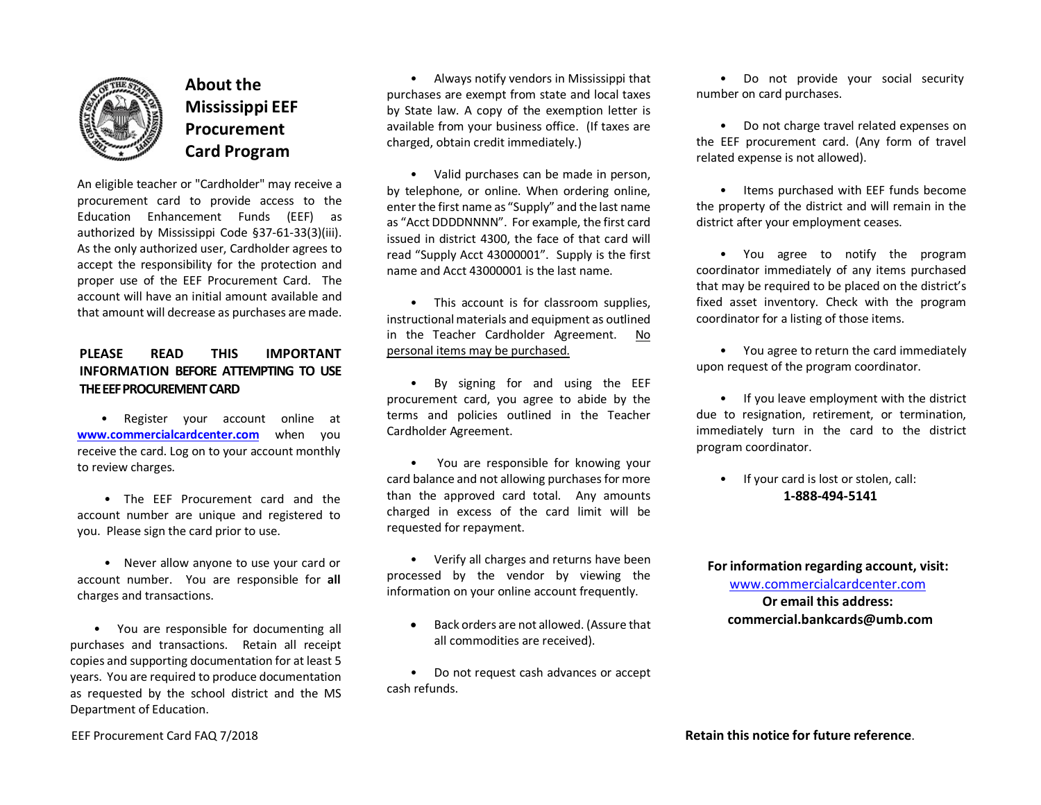# About the Mississippi EEF Procurement Card Program

An eligible teacher or "Cardholder" may receive a procurement card to provide access to the Education Enhancement Funds (EEF) as authorized by Mississippi Code §37-61-33(3)(iii). As the only authorized user, Cardholder agrees to accept the responsibility for the protection and proper use of the EEF Procurement Card. The account will have an initial amount available and that amount will decrease as purchases are made.

## PLEASE READ THIS IMPORTANT INFORMATION BEFORE ATTEMPTING TO USE THE EEF PROCUREMENT CARD

- Register your account online at www.commercialcardcenter.com when you receive the card. Log on to your account monthly to review charges.

- The EEF Procurement card and the account number are unique and registered to you. Please sign the card prior to use.

- Never allow anyone to use your card or account number. You are responsible for **all** charges and transactions.

- You are responsible for documenting all purchases and transactions. Retain all receipt copies and supporting documentation for at least 5 years. You are required to produce documentation as requested by the school district and the MS Department of Education.

- Always notify vendors in Mississippi that purchases are exempt from state and local taxes by State law. A copy of the exemption letter is available from your business office. (If taxes are charged, obtain credit immediately.)

- Valid purchases can be made in person, by telephone, or online. When ordering online, enter the first name as "Supply" and the last name as "Acct DDDDNNNN". For example, the first card issued in district 4300, the face of that card will read "Supply Acct 43000001". Supply is the first name and Acct 43000001 is the last name.

- This account is for classroom supplies, instructional materials and equipment as outlined in the Teacher Cardholder Agreement. <u>No personal items may be purchased.</u>

- By signing for and using the EEF procurement card, you agree to abide by the terms and policies outlined in the Teacher Cardholder Agreement.

- You are responsible for knowing your card balance and not allowing purchases for more than the approved card total. Any amounts charged in excess of the card limit will be requested for repayment.

- Verify all charges and returns have been processed by the vendor by viewing the information on your online account frequently.

- Back orders are not allowed. (Assure that all commodities are received).

- Do not request cash advances or accept cash refunds.

- Do not provide your social security number on card purchases.

- Do not charge travel related expenses on the EEF procurement card. (Any form of travel related expense is not allowed).

- Items purchased with EEF funds become the property of the district and will remain in the district after your employment ceases.

- You agree to notify the program coordinator immediately of any items purchased that may be required to be placed on the district's fixed asset inventory. Check with the program coordinator for a listing of those items.

- You agree to return the card immediately upon request of the program coordinator.

- If you leave employment with the district due to resignation, retirement, or termination, immediately turn in the card to the district program coordinator.

- If your card is lost or stolen, call:
  **1-888-494-5141**

**For information regarding account, visit:**
www.commercialcardcenter.com
**Or email this address:**
**commercial.bankcards@umb.com**

EEF Procurement Card FAQ 7/2018

**Retain this notice for future reference.**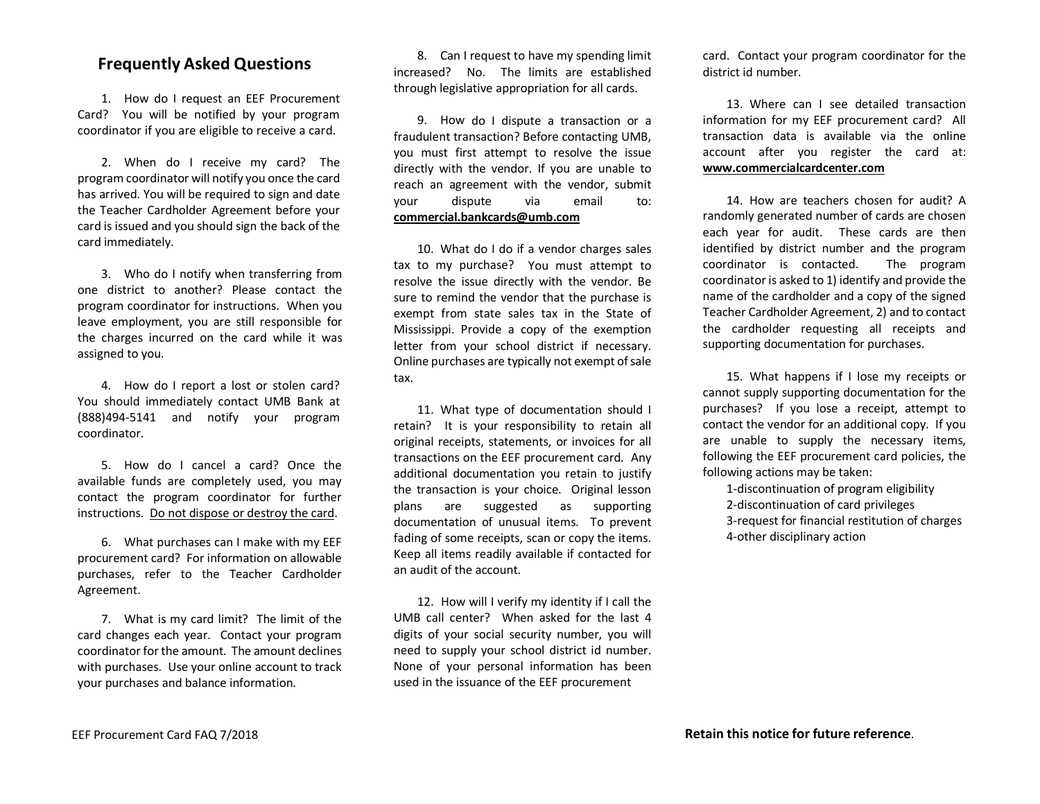## Frequently Asked Questions

1. How do I request an EEF Procurement Card? You will be notified by your program coordinator if you are eligible to receive a card.

2. When do I receive my card? The program coordinator will notify you once the card has arrived. You will be required to sign and date the Teacher Cardholder Agreement before your card is issued and you should sign the back of the card immediately.

3. Who do I notify when transferring from one district to another? Please contact the program coordinator for instructions. When you leave employment, you are still responsible for the charges incurred on the card while it was assigned to you.

4. How do I report a lost or stolen card? You should immediately contact UMB Bank at (888)494-5141 and notify your program coordinator.

5. How do I cancel a card? Once the available funds are completely used, you may contact the program coordinator for further instructions. <u>Do not dispose or destroy the card</u>.

6. What purchases can I make with my EEF procurement card? For information on allowable purchases, refer to the Teacher Cardholder Agreement.

7. What is my card limit? The limit of the card changes each year. Contact your program coordinator for the amount. The amount declines with purchases. Use your online account to track your purchases and balance information.

8. Can I request to have my spending limit increased? No. The limits are established through legislative appropriation for all cards.

9. How do I dispute a transaction or a fraudulent transaction? Before contacting UMB, you must first attempt to resolve the issue directly with the vendor. If you are unable to reach an agreement with the vendor, submit your dispute via email to: **commercial.bankcards@umb.com**

10. What do I do if a vendor charges sales tax to my purchase? You must attempt to resolve the issue directly with the vendor. Be sure to remind the vendor that the purchase is exempt from state sales tax in the State of Mississippi. Provide a copy of the exemption letter from your school district if necessary. Online purchases are typically not exempt of sale tax.

11. What type of documentation should I retain? It is your responsibility to retain all original receipts, statements, or invoices for all transactions on the EEF procurement card. Any additional documentation you retain to justify the transaction is your choice. Original lesson plans are suggested as supporting documentation of unusual items. To prevent fading of some receipts, scan or copy the items. Keep all items readily available if contacted for an audit of the account.

12. How will I verify my identity if I call the UMB call center? When asked for the last 4 digits of your social security number, you will need to supply your school district id number. None of your personal information has been used in the issuance of the EEF procurement card. Contact your program coordinator for the district id number.

13. Where can I see detailed transaction information for my EEF procurement card? All transaction data is available via the online account after you register the card at: **www.commercialcardcenter.com**

14. How are teachers chosen for audit? A randomly generated number of cards are chosen each year for audit. These cards are then identified by district number and the program coordinator is contacted. The program coordinator is asked to 1) identify and provide the name of the cardholder and a copy of the signed Teacher Cardholder Agreement, 2) and to contact the cardholder requesting all receipts and supporting documentation for purchases.

15. What happens if I lose my receipts or cannot supply supporting documentation for the purchases? If you lose a receipt, attempt to contact the vendor for an additional copy. If you are unable to supply the necessary items, following the EEF procurement card policies, the following actions may be taken:

1-discontinuation of program eligibility
2-discontinuation of card privileges
3-request for financial restitution of charges
4-other disciplinary action

EEF Procurement Card FAQ 7/2018

**Retain this notice for future reference**.